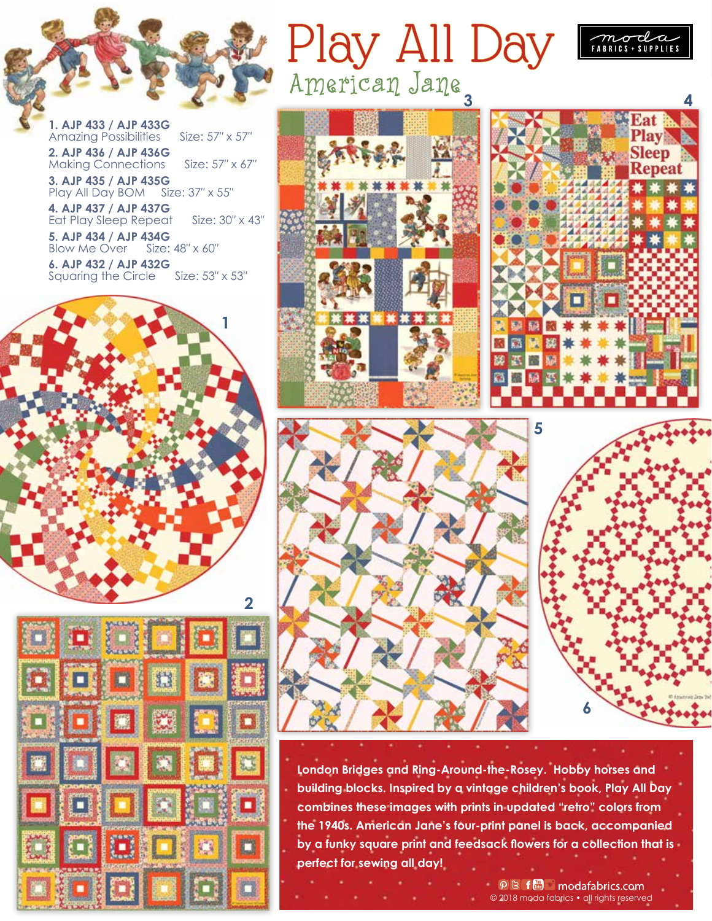# Play All Day

## American Jane

moda FABRICS + SUPPLIES

1. **AJP 433 / AJP 433G**
   Amazing Possibilities Size: 57" x 57"
2. **AJP 436 / AJP 436G**
   Making Connections Size: 57" x 67"
3. **AJP 435 / AJP 435G**
   Play All Day BOM Size: 37" x 55"
4. **AJP 437 / AJP 437G**
   Eat Play Sleep Repeat Size: 30" x 43"
5. **AJP 434 / AJP 434G**
   Blow Me Over Size: 48" x 60"
6. **AJP 432 / AJP 432G**
   Squaring the Circle Size: 53" x 53"

London Bridges and Ring-Around-the-Rosey. Hobby horses and building blocks. Inspired by a vintage children's book, Play All Day combines these images with prints in updated "retro" colors from the 1940s. American Jane's four-print panel is back, accompanied by a funky square print and feedsack flowers for a collection that is perfect for sewing all day!

modafabrics.com

© 2018 moda fabrics • all rights reserved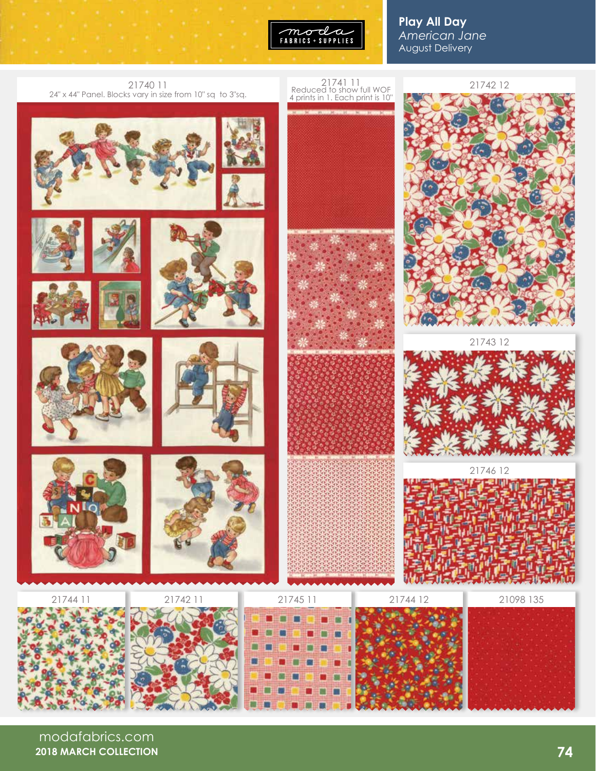moda FABRICS + SUPPLIES

# Play All Day

*American Jane*

August Delivery

21740 11

24" x 44" Panel. Blocks vary in size from 10" sq to 3"sq.

21741 11

Reduced to show full WOF

4 prints in 1. Each print is 10"

21742 12

21743 12

21746 12

21744 11

21742 11

21745 11

21744 12

21098 135

modafabrics.com

**2018 MARCH COLLECTION**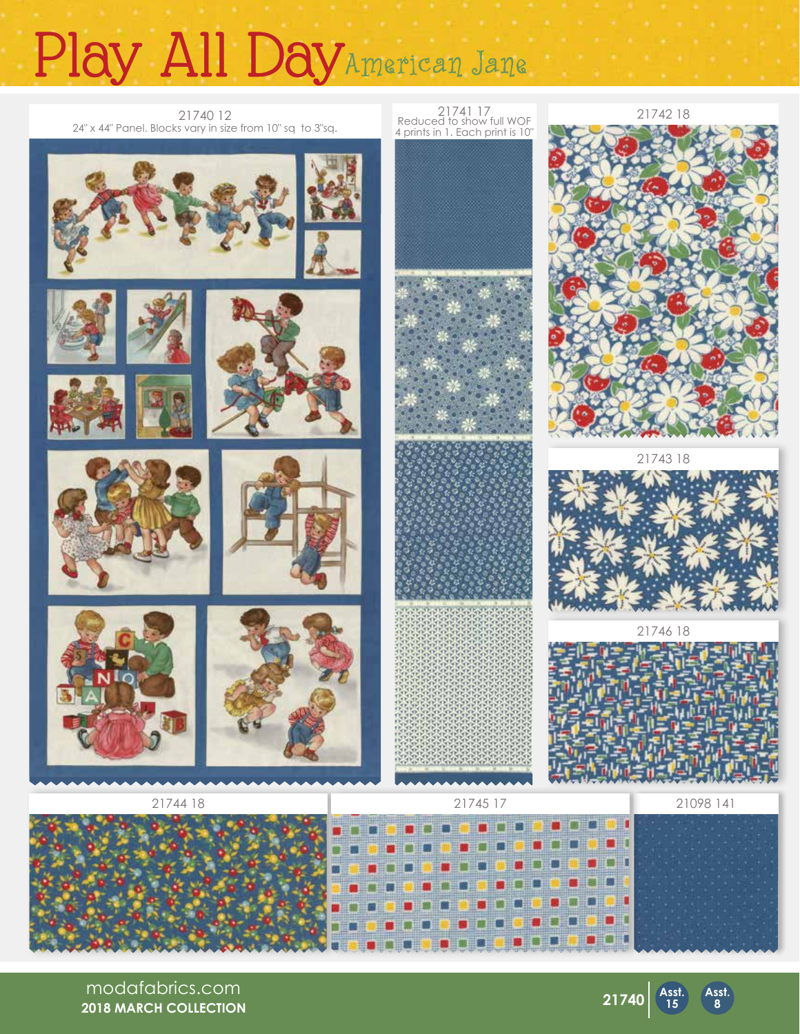# Play All Day American Jane

21740 12
24" x 44" Panel. Blocks vary in size from 10" sq to 3"sq.

21741 17
Reduced to show full WOF
4 prints in 1. Each print is 10"

21742 18

21743 18

21746 18

21744 18

21745 17

21098 141

modafabrics.com
**2018 MARCH COLLECTION**

**21740** **Asst. 15** **Asst. 8**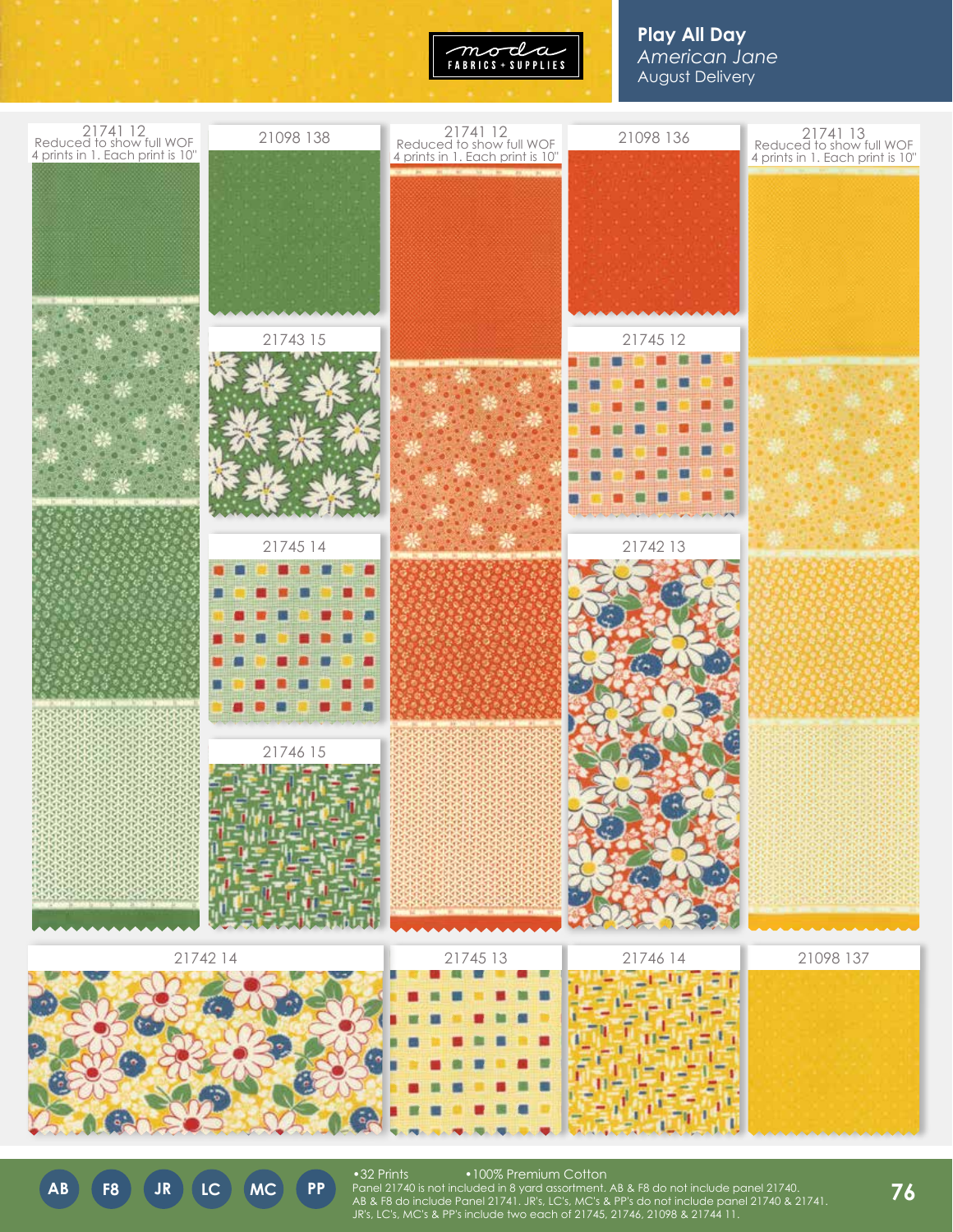moda FABRICS + SUPPLIES

# Play All Day

*American Jane*

August Delivery

21741 12
Reduced to show full WOF
4 prints in 1. Each print is 10"

21098 138

21741 12
Reduced to show full WOF
4 prints in 1. Each print is 10"

21098 136

21741 13
Reduced to show full WOF
4 prints in 1. Each print is 10"

21743 15

21745 12

21745 14

21742 13

21746 15

21742 14

21745 13

21746 14

21098 137

AB F8 JR LC MC PP

- 32 Prints
- 100% Premium Cotton

Panel 21740 is not included in 8 yard assortment. AB & F8 do not include panel 21740.
AB & F8 do include Panel 21741. JR's, LC's, MC's & PP's do not include panel 21740 & 21741.
JR's, LC's, MC's & PP's include two each of 21745, 21746, 21098 & 21744 11.